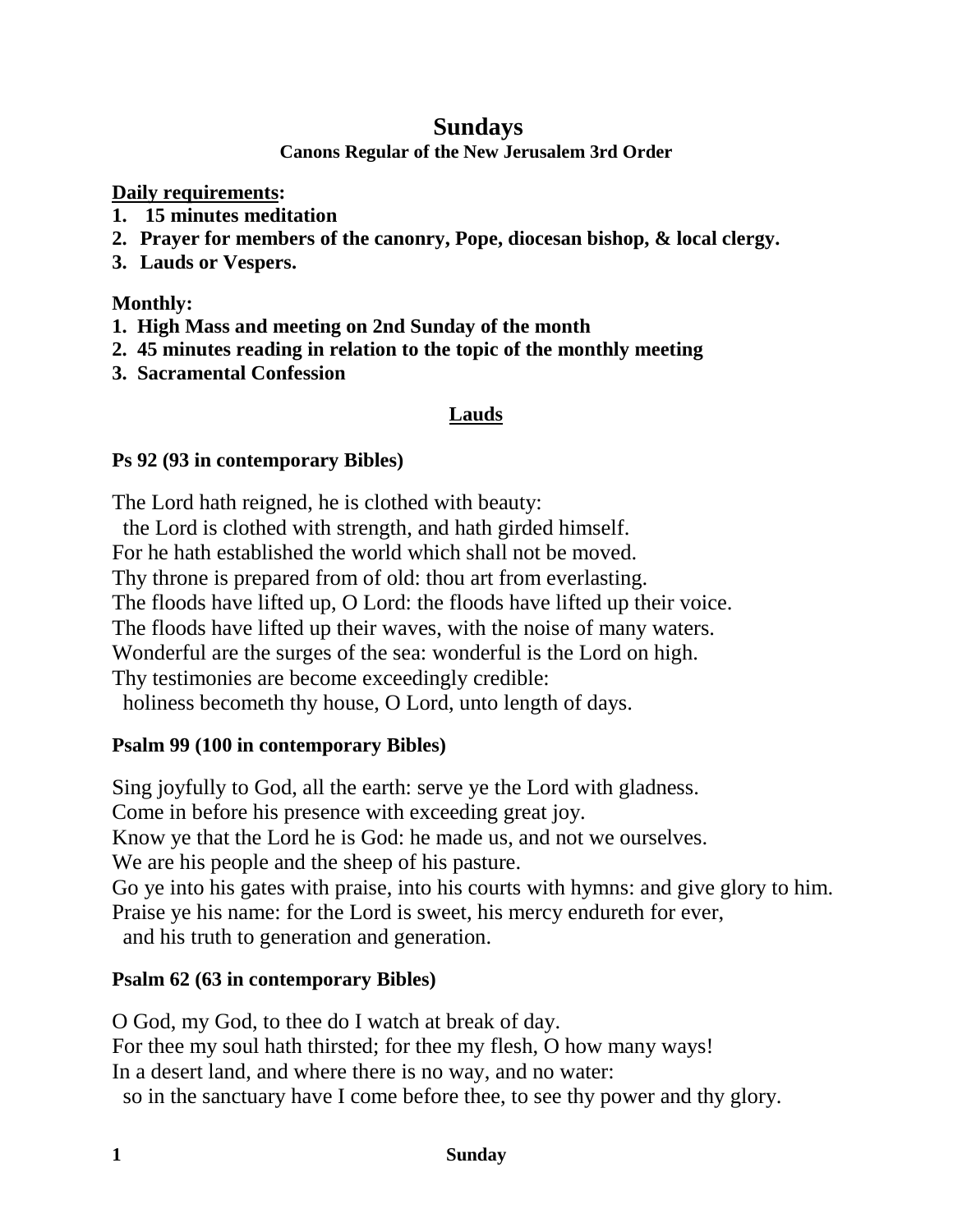# Sundays

### Canons Regular of the New Jerusalem 3rd Order

**Daily requirements:**

1. **15 minutes meditation**
2. **Prayer for members of the canonry, Pope, diocesan bishop, & local clergy.**
3. **Lauds or Vespers.**

**Monthly:**

1. **High Mass and meeting on 2nd Sunday of the month**
2. **45 minutes reading in relation to the topic of the monthly meeting**
3. **Sacramental Confession**

## Lauds

**Ps 92 (93 in contemporary Bibles)**

The Lord hath reigned, he is clothed with beauty:
  the Lord is clothed with strength, and hath girded himself.
For he hath established the world which shall not be moved.
Thy throne is prepared from of old: thou art from everlasting.
The floods have lifted up, O Lord: the floods have lifted up their voice.
The floods have lifted up their waves, with the noise of many waters.
Wonderful are the surges of the sea: wonderful is the Lord on high.
Thy testimonies are become exceedingly credible:
  holiness becometh thy house, O Lord, unto length of days.

**Psalm 99 (100 in contemporary Bibles)**

Sing joyfully to God, all the earth: serve ye the Lord with gladness.
Come in before his presence with exceeding great joy.
Know ye that the Lord he is God: he made us, and not we ourselves.
We are his people and the sheep of his pasture.
Go ye into his gates with praise, into his courts with hymns: and give glory to him.
Praise ye his name: for the Lord is sweet, his mercy endureth for ever,
  and his truth to generation and generation.

**Psalm 62 (63 in contemporary Bibles)**

O God, my God, to thee do I watch at break of day.
For thee my soul hath thirsted; for thee my flesh, O how many ways!
In a desert land, and where there is no way, and no water:
  so in the sanctuary have I come before thee, to see thy power and thy glory.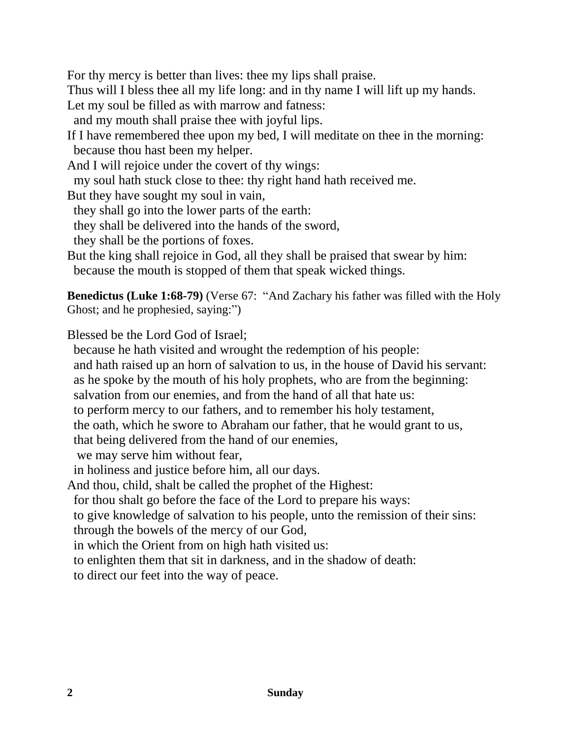For thy mercy is better than lives: thee my lips shall praise.
Thus will I bless thee all my life long: and in thy name I will lift up my hands.
Let my soul be filled as with marrow and fatness:
  and my mouth shall praise thee with joyful lips.
If I have remembered thee upon my bed, I will meditate on thee in the morning:
  because thou hast been my helper.
And I will rejoice under the covert of thy wings:
  my soul hath stuck close to thee: thy right hand hath received me.
But they have sought my soul in vain,
  they shall go into the lower parts of the earth:
  they shall be delivered into the hands of the sword,
  they shall be the portions of foxes.
But the king shall rejoice in God, all they shall be praised that swear by him:
  because the mouth is stopped of them that speak wicked things.

**Benedictus (Luke 1:68-79)** (Verse 67: "And Zachary his father was filled with the Holy Ghost; and he prophesied, saying:")

Blessed be the Lord God of Israel;
  because he hath visited and wrought the redemption of his people:
  and hath raised up an horn of salvation to us, in the house of David his servant:
  as he spoke by the mouth of his holy prophets, who are from the beginning:
  salvation from our enemies, and from the hand of all that hate us:
  to perform mercy to our fathers, and to remember his holy testament,
  the oath, which he swore to Abraham our father, that he would grant to us,
  that being delivered from the hand of our enemies,
   we may serve him without fear,
  in holiness and justice before him, all our days.
And thou, child, shalt be called the prophet of the Highest:
  for thou shalt go before the face of the Lord to prepare his ways:
  to give knowledge of salvation to his people, unto the remission of their sins:
  through the bowels of the mercy of our God,
  in which the Orient from on high hath visited us:
  to enlighten them that sit in darkness, and in the shadow of death:
  to direct our feet into the way of peace.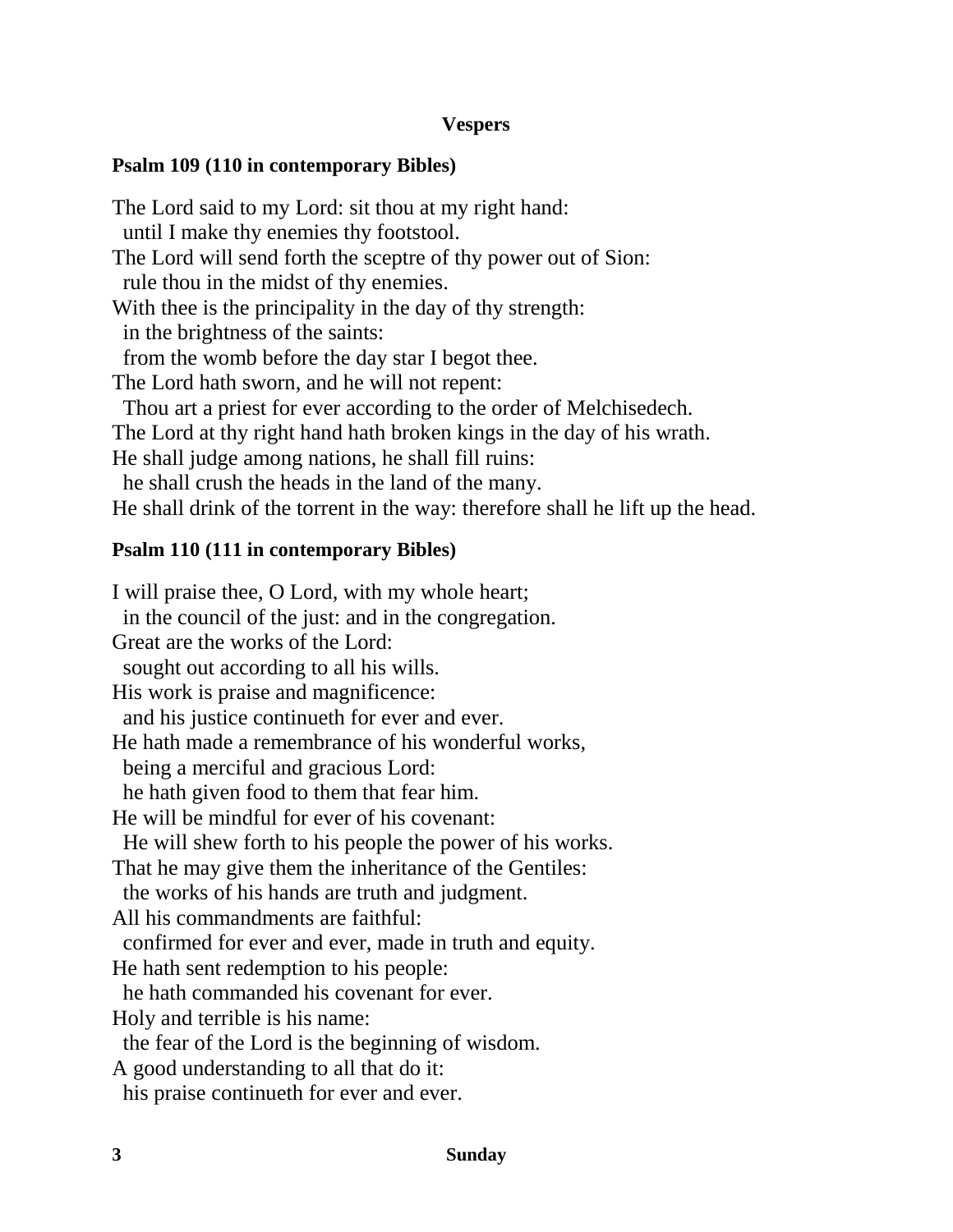### Vespers

**Psalm 109 (110 in contemporary Bibles)**

The Lord said to my Lord: sit thou at my right hand:
  until I make thy enemies thy footstool.
The Lord will send forth the sceptre of thy power out of Sion:
  rule thou in the midst of thy enemies.
With thee is the principality in the day of thy strength:
  in the brightness of the saints:
  from the womb before the day star I begot thee.
The Lord hath sworn, and he will not repent:
  Thou art a priest for ever according to the order of Melchisedech.
The Lord at thy right hand hath broken kings in the day of his wrath.
He shall judge among nations, he shall fill ruins:
  he shall crush the heads in the land of the many.
He shall drink of the torrent in the way: therefore shall he lift up the head.

**Psalm 110 (111 in contemporary Bibles)**

I will praise thee, O Lord, with my whole heart;
  in the council of the just: and in the congregation.
Great are the works of the Lord:
  sought out according to all his wills.
His work is praise and magnificence:
  and his justice continueth for ever and ever.
He hath made a remembrance of his wonderful works,
  being a merciful and gracious Lord:
  he hath given food to them that fear him.
He will be mindful for ever of his covenant:
  He will shew forth to his people the power of his works.
That he may give them the inheritance of the Gentiles:
  the works of his hands are truth and judgment.
All his commandments are faithful:
  confirmed for ever and ever, made in truth and equity.
He hath sent redemption to his people:
  he hath commanded his covenant for ever.
Holy and terrible is his name:
  the fear of the Lord is the beginning of wisdom.
A good understanding to all that do it:
  his praise continueth for ever and ever.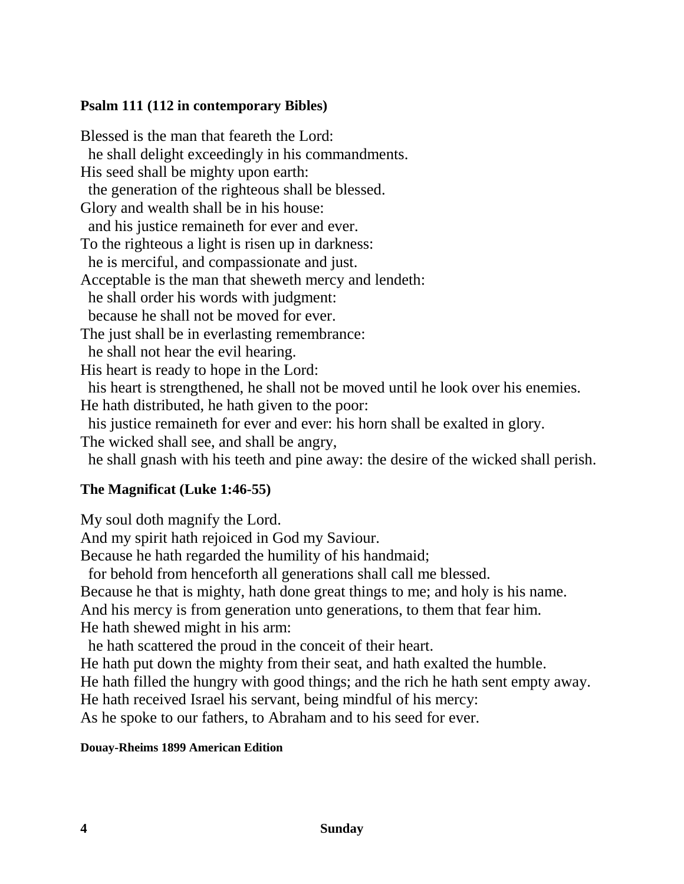**Psalm 111 (112 in contemporary Bibles)**

Blessed is the man that feareth the Lord:
  he shall delight exceedingly in his commandments.
His seed shall be mighty upon earth:
  the generation of the righteous shall be blessed.
Glory and wealth shall be in his house:
  and his justice remaineth for ever and ever.
To the righteous a light is risen up in darkness:
  he is merciful, and compassionate and just.
Acceptable is the man that sheweth mercy and lendeth:
  he shall order his words with judgment:
  because he shall not be moved for ever.
The just shall be in everlasting remembrance:
  he shall not hear the evil hearing.
His heart is ready to hope in the Lord:
  his heart is strengthened, he shall not be moved until he look over his enemies.
He hath distributed, he hath given to the poor:
  his justice remaineth for ever and ever: his horn shall be exalted in glory.
The wicked shall see, and shall be angry,
  he shall gnash with his teeth and pine away: the desire of the wicked shall perish.

**The Magnificat (Luke 1:46-55)**

My soul doth magnify the Lord.
And my spirit hath rejoiced in God my Saviour.
Because he hath regarded the humility of his handmaid;
  for behold from henceforth all generations shall call me blessed.
Because he that is mighty, hath done great things to me; and holy is his name.
And his mercy is from generation unto generations, to them that fear him.
He hath shewed might in his arm:
  he hath scattered the proud in the conceit of their heart.
He hath put down the mighty from their seat, and hath exalted the humble.
He hath filled the hungry with good things; and the rich he hath sent empty away.
He hath received Israel his servant, being mindful of his mercy:
As he spoke to our fathers, to Abraham and to his seed for ever.

**Douay-Rheims 1899 American Edition**